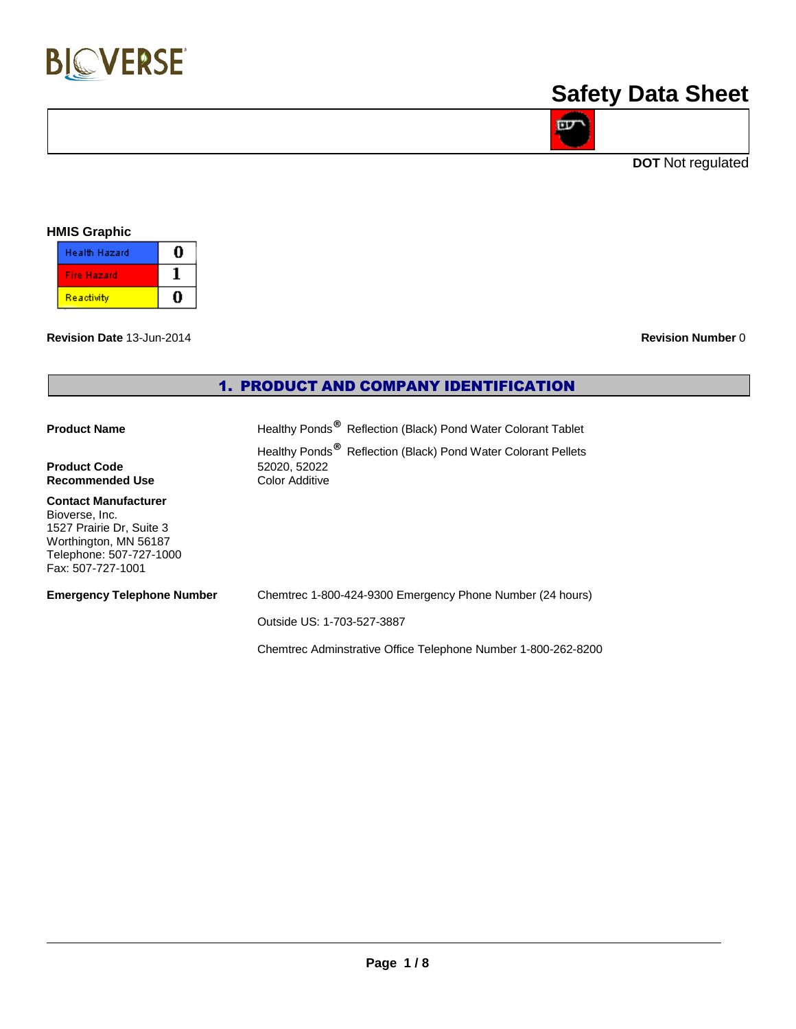# Safety Data Sheet

**DOT** Not regulated

**HMIS Graphic**

| | |
|---|---|
| Health Hazard | 0 |
| Fire Hazard | 1 |
| Reactivity | 0 |

**Revision Date** 13-Jun-2014

**Revision Number** 0

## 1. PRODUCT AND COMPANY IDENTIFICATION

**Product Name**
Healthy Ponds® Reflection (Black) Pond Water Colorant Tablet
Healthy Ponds® Reflection (Black) Pond Water Colorant Pellets

**Product Code** 52020, 52022

**Recommended Use** Color Additive

**Contact Manufacturer**
Bioverse, Inc.
1527 Prairie Dr, Suite 3
Worthington, MN 56187
Telephone: 507-727-1000
Fax: 507-727-1001

**Emergency Telephone Number**
Chemtrec 1-800-424-9300 Emergency Phone Number (24 hours)

Outside US: 1-703-527-3887

Chemtrec Adminstrative Office Telephone Number 1-800-262-8200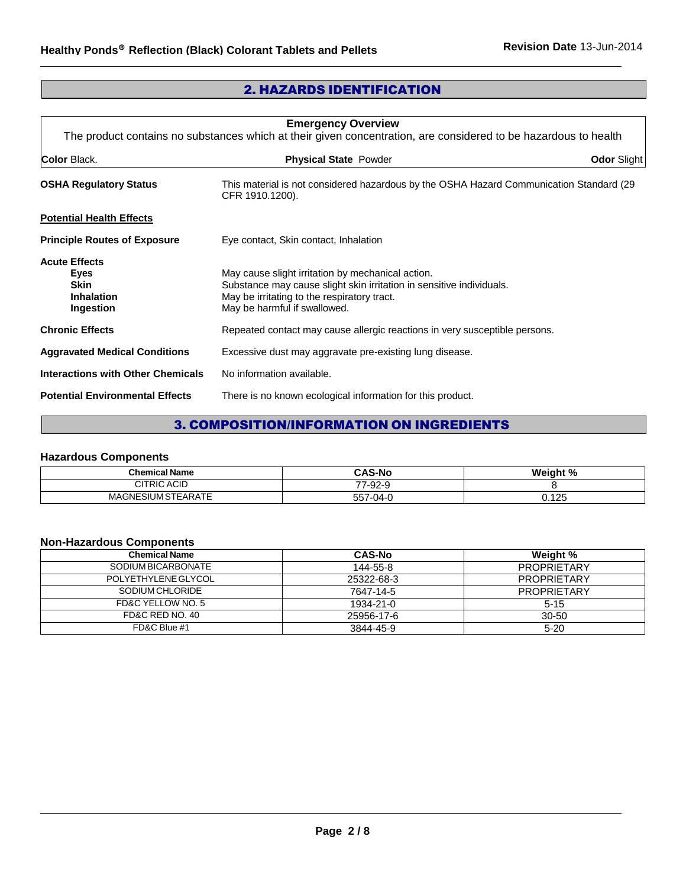## 2. HAZARDS IDENTIFICATION

**Emergency Overview**

The product contains no substances which at their given concentration, are considered to be hazardous to health

**Color** Black. **Physical State** Powder **Odor** Slight

**OSHA Regulatory Status** This material is not considered hazardous by the OSHA Hazard Communication Standard (29 CFR 1910.1200).

**Potential Health Effects**

**Principle Routes of Exposure** Eye contact, Skin contact, Inhalation

**Acute Effects**

- **Eyes** May cause slight irritation by mechanical action.
- **Skin** Substance may cause slight skin irritation in sensitive individuals.
- **Inhalation** May be irritating to the respiratory tract.
- **Ingestion** May be harmful if swallowed.

**Chronic Effects** Repeated contact may cause allergic reactions in very susceptible persons.

**Aggravated Medical Conditions** Excessive dust may aggravate pre-existing lung disease.

**Interactions with Other Chemicals** No information available.

**Potential Environmental Effects** There is no known ecological information for this product.

## 3. COMPOSITION/INFORMATION ON INGREDIENTS

### Hazardous Components

| Chemical Name | CAS-No | Weight % |
|---|---|---|
| CITRIC ACID | 77-92-9 | 8 |
| MAGNESIUM STEARATE | 557-04-0 | 0.125 |

### Non-Hazardous Components

| Chemical Name | CAS-No | Weight % |
|---|---|---|
| SODIUM BICARBONATE | 144-55-8 | PROPRIETARY |
| POLYETHYLENE GLYCOL | 25322-68-3 | PROPRIETARY |
| SODIUM CHLORIDE | 7647-14-5 | PROPRIETARY |
| FD&C YELLOW NO. 5 | 1934-21-0 | 5-15 |
| FD&C RED NO. 40 | 25956-17-6 | 30-50 |
| FD&C Blue #1 | 3844-45-9 | 5-20 |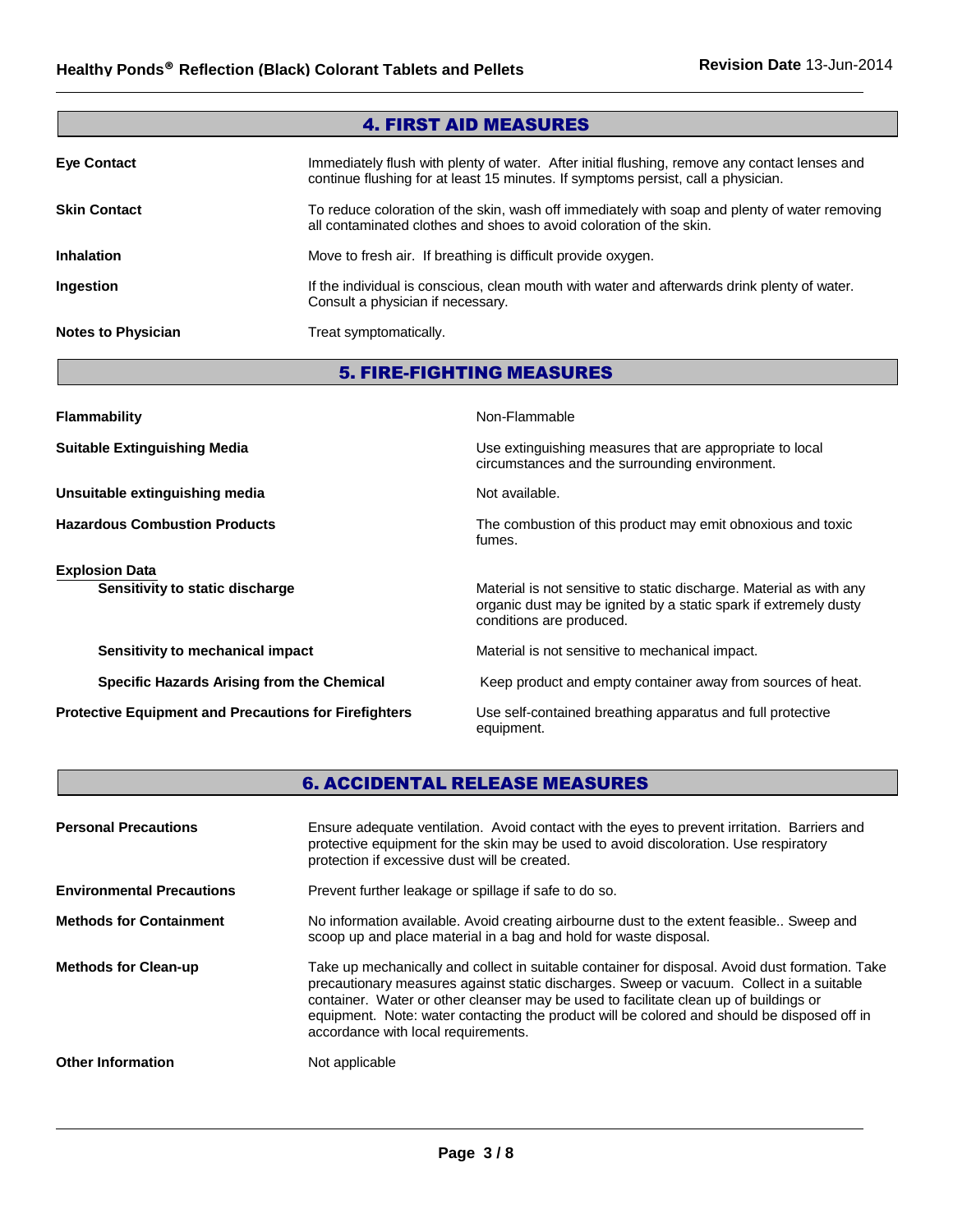## 4. FIRST AID MEASURES

| | |
|---|---|
| **Eye Contact** | Immediately flush with plenty of water. After initial flushing, remove any contact lenses and continue flushing for at least 15 minutes. If symptoms persist, call a physician. |
| **Skin Contact** | To reduce coloration of the skin, wash off immediately with soap and plenty of water removing all contaminated clothes and shoes to avoid coloration of the skin. |
| **Inhalation** | Move to fresh air. If breathing is difficult provide oxygen. |
| **Ingestion** | If the individual is conscious, clean mouth with water and afterwards drink plenty of water. Consult a physician if necessary. |
| **Notes to Physician** | Treat symptomatically. |

## 5. FIRE-FIGHTING MEASURES

| | |
|---|---|
| **Flammability** | Non-Flammable |
| **Suitable Extinguishing Media** | Use extinguishing measures that are appropriate to local circumstances and the surrounding environment. |
| **Unsuitable extinguishing media** | Not available. |
| **Hazardous Combustion Products** | The combustion of this product may emit obnoxious and toxic fumes. |
| **Explosion Data** | |
| **Sensitivity to static discharge** | Material is not sensitive to static discharge. Material as with any organic dust may be ignited by a static spark if extremely dusty conditions are produced. |
| **Sensitivity to mechanical impact** | Material is not sensitive to mechanical impact. |
| **Specific Hazards Arising from the Chemical** | Keep product and empty container away from sources of heat. |
| **Protective Equipment and Precautions for Firefighters** | Use self-contained breathing apparatus and full protective equipment. |

## 6. ACCIDENTAL RELEASE MEASURES

| | |
|---|---|
| **Personal Precautions** | Ensure adequate ventilation. Avoid contact with the eyes to prevent irritation. Barriers and protective equipment for the skin may be used to avoid discoloration. Use respiratory protection if excessive dust will be created. |
| **Environmental Precautions** | Prevent further leakage or spillage if safe to do so. |
| **Methods for Containment** | No information available. Avoid creating airbourne dust to the extent feasible.. Sweep and scoop up and place material in a bag and hold for waste disposal. |
| **Methods for Clean-up** | Take up mechanically and collect in suitable container for disposal. Avoid dust formation. Take precautionary measures against static discharges. Sweep or vacuum. Collect in a suitable container. Water or other cleanser may be used to facilitate clean up of buildings or equipment. Note: water contacting the product will be colored and should be disposed off in accordance with local requirements. |
| **Other Information** | Not applicable |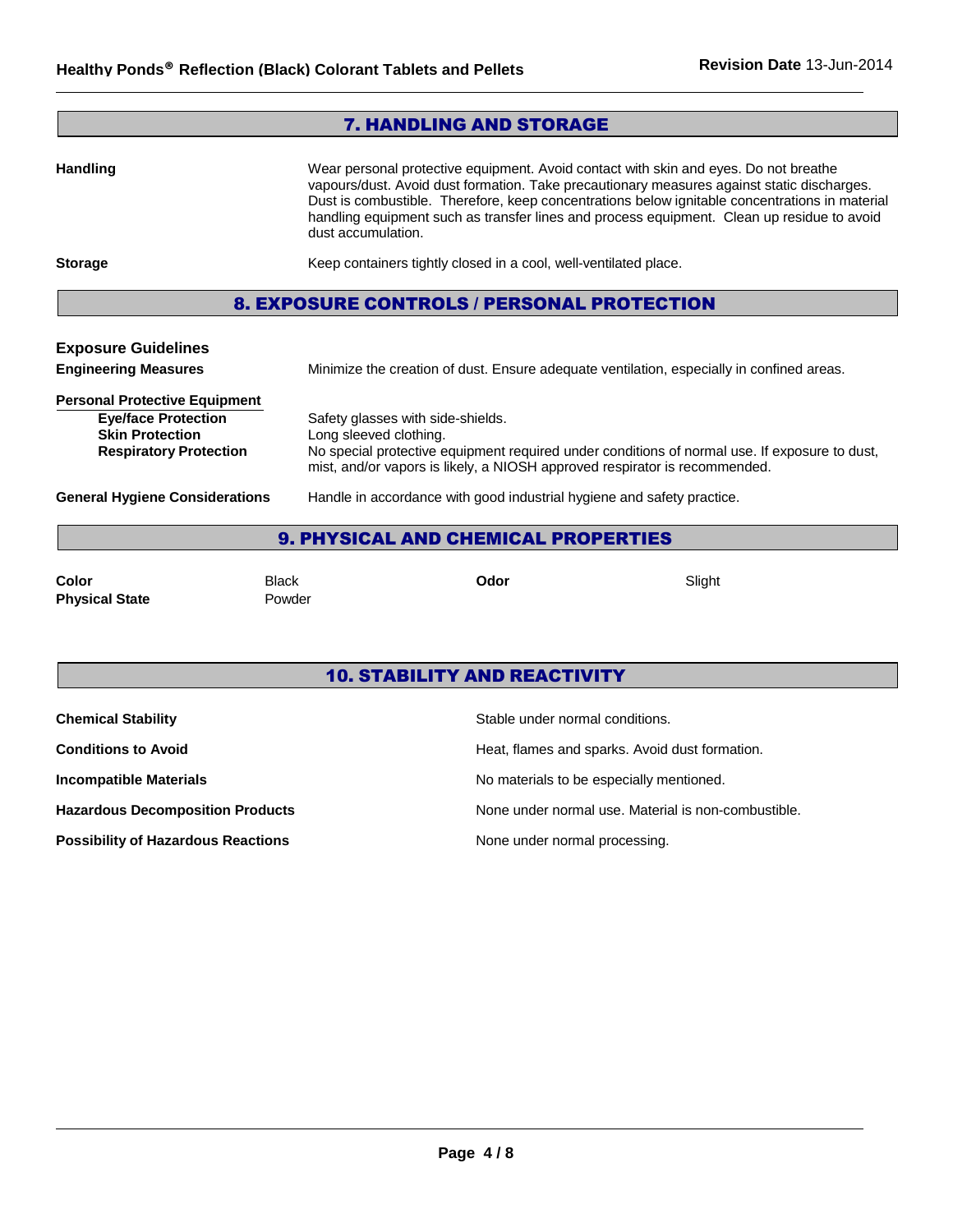## 7. HANDLING AND STORAGE

**Handling**

Wear personal protective equipment. Avoid contact with skin and eyes. Do not breathe vapours/dust. Avoid dust formation. Take precautionary measures against static discharges. Dust is combustible. Therefore, keep concentrations below ignitable concentrations in material handling equipment such as transfer lines and process equipment. Clean up residue to avoid dust accumulation.

**Storage**

Keep containers tightly closed in a cool, well-ventilated place.

## 8. EXPOSURE CONTROLS / PERSONAL PROTECTION

### Exposure Guidelines

**Engineering Measures**

Minimize the creation of dust. Ensure adequate ventilation, especially in confined areas.

**Personal Protective Equipment**

- **Eye/face Protection**: Safety glasses with side-shields.
- **Skin Protection**: Long sleeved clothing.
- **Respiratory Protection**: No special protective equipment required under conditions of normal use. If exposure to dust, mist, and/or vapors is likely, a NIOSH approved respirator is recommended.

**General Hygiene Considerations**

Handle in accordance with good industrial hygiene and safety practice.

## 9. PHYSICAL AND CHEMICAL PROPERTIES

| | | | |
|---|---|---|---|
| **Color** | Black | **Odor** | Slight |
| **Physical State** | Powder | | |

## 10. STABILITY AND REACTIVITY

| | |
|---|---|
| **Chemical Stability** | Stable under normal conditions. |
| **Conditions to Avoid** | Heat, flames and sparks. Avoid dust formation. |
| **Incompatible Materials** | No materials to be especially mentioned. |
| **Hazardous Decomposition Products** | None under normal use. Material is non-combustible. |
| **Possibility of Hazardous Reactions** | None under normal processing. |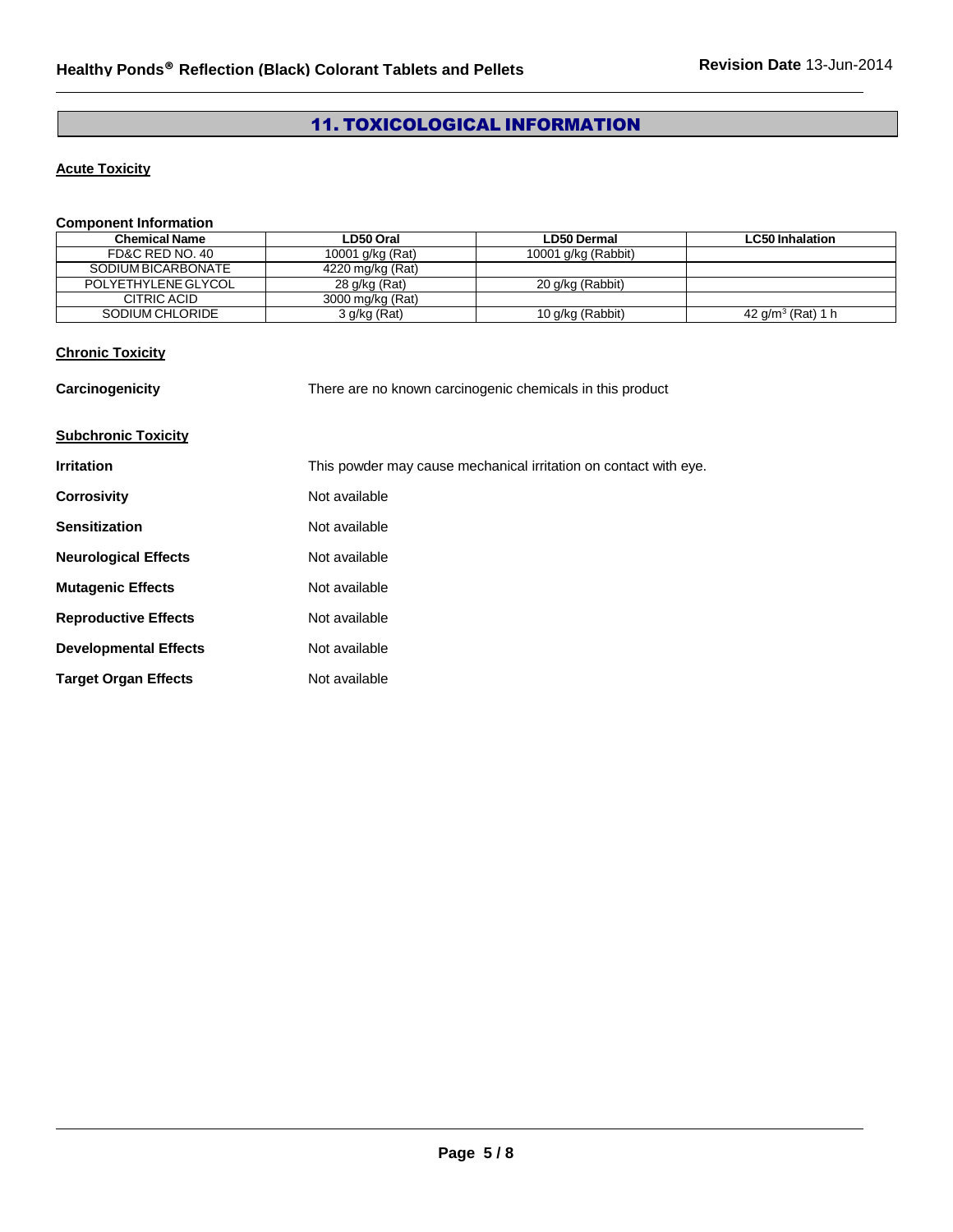## 11. TOXICOLOGICAL INFORMATION

### Acute Toxicity

**Component Information**

| Chemical Name | LD50 Oral | LD50 Dermal | LC50 Inhalation |
|---|---|---|---|
| FD&C RED NO. 40 | 10001 g/kg (Rat) | 10001 g/kg (Rabbit) | |
| SODIUM BICARBONATE | 4220 mg/kg (Rat) | | |
| POLYETHYLENE GLYCOL | 28 g/kg (Rat) | 20 g/kg (Rabbit) | |
| CITRIC ACID | 3000 mg/kg (Rat) | | |
| SODIUM CHLORIDE | 3 g/kg (Rat) | 10 g/kg (Rabbit) | 42 $g/m^3$ (Rat) 1 h |

### Chronic Toxicity

**Carcinogenicity** There are no known carcinogenic chemicals in this product

### Subchronic Toxicity

**Irritation** This powder may cause mechanical irritation on contact with eye.

**Corrosivity** Not available

**Sensitization** Not available

**Neurological Effects** Not available

**Mutagenic Effects** Not available

**Reproductive Effects** Not available

**Developmental Effects** Not available

**Target Organ Effects** Not available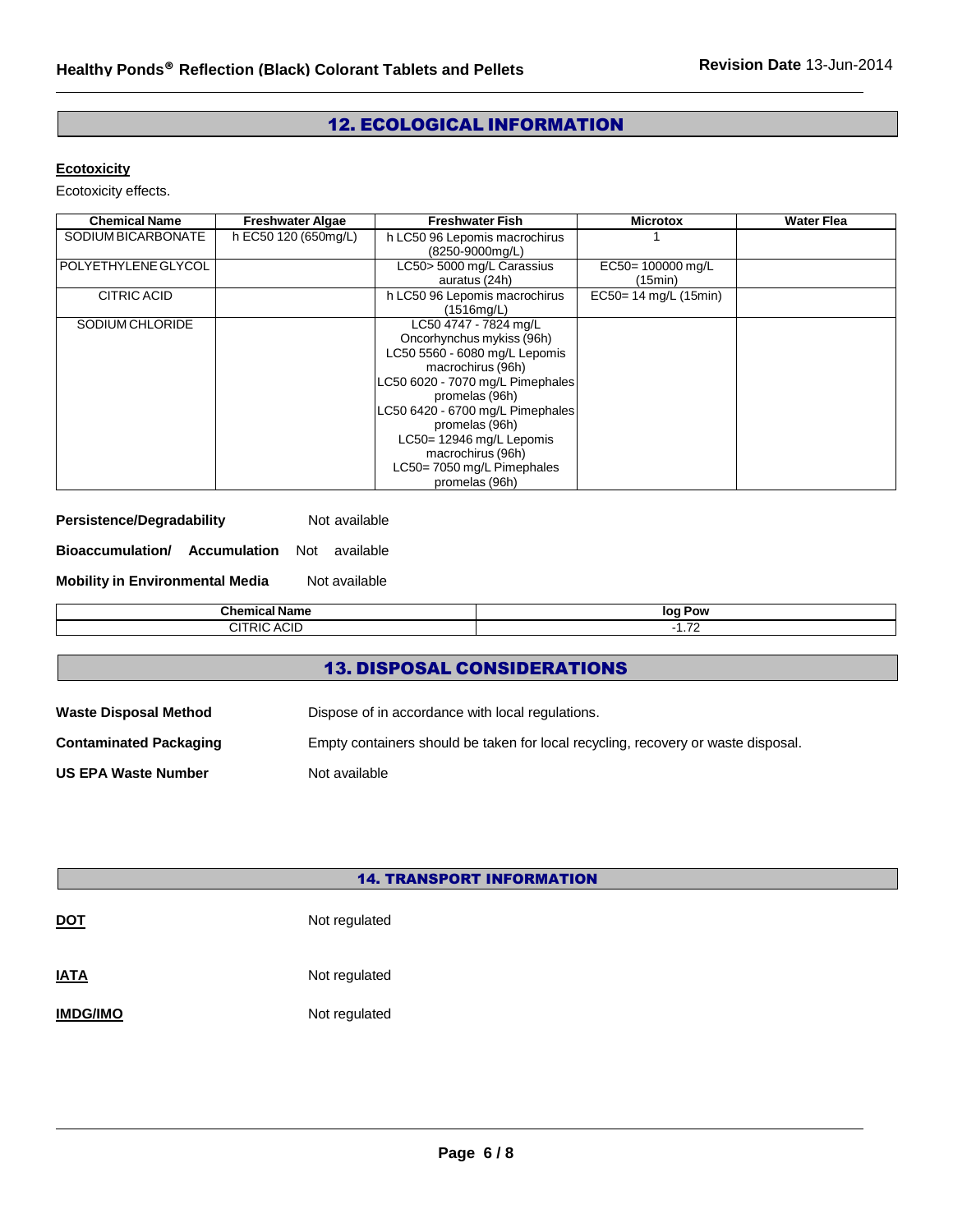## 12. ECOLOGICAL INFORMATION

**Ecotoxicity**

Ecotoxicity effects.

| Chemical Name | Freshwater Algae | Freshwater Fish | Microtox | Water Flea |
|---|---|---|---|---|
| SODIUM BICARBONATE | h EC50 120 (650mg/L) | h LC50 96 Lepomis macrochirus (8250-9000mg/L) | 1 | |
| POLYETHYLENE GLYCOL | | LC50> 5000 mg/L Carassius auratus (24h) | EC50= 100000 mg/L (15min) | |
| CITRIC ACID | | h LC50 96 Lepomis macrochirus (1516mg/L) | EC50= 14 mg/L (15min) | |
| SODIUM CHLORIDE | | LC50 4747 - 7824 mg/L Oncorhynchus mykiss (96h) LC50 5560 - 6080 mg/L Lepomis macrochirus (96h) LC50 6020 - 7070 mg/L Pimephales promelas (96h) LC50 6420 - 6700 mg/L Pimephales promelas (96h) LC50= 12946 mg/L Lepomis macrochirus (96h) LC50= 7050 mg/L Pimephales promelas (96h) | | |

**Persistence/Degradability** Not available

**Bioaccumulation/ Accumulation** Not available

**Mobility in Environmental Media** Not available

| Chemical Name | log Pow |
|---|---|
| CITRIC ACID | -1.72 |

## 13. DISPOSAL CONSIDERATIONS

**Waste Disposal Method** Dispose of in accordance with local regulations.

**Contaminated Packaging** Empty containers should be taken for local recycling, recovery or waste disposal.

**US EPA Waste Number** Not available

## 14. TRANSPORT INFORMATION

**DOT** Not regulated

**IATA** Not regulated

**IMDG/IMO** Not regulated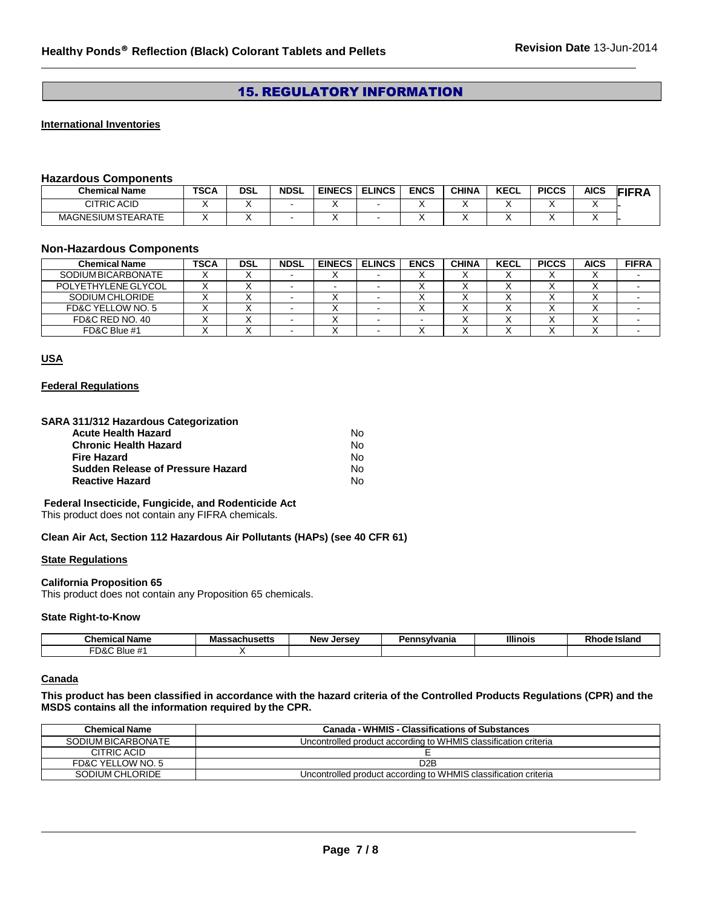## 15. REGULATORY INFORMATION

**International Inventories**

### Hazardous Components

| Chemical Name | TSCA | DSL | NDSL | EINECS | ELINCS | ENCS | CHINA | KECL | PICCS | AICS | FIFRA |
|---|---|---|---|---|---|---|---|---|---|---|---|
| CITRIC ACID | X | X | - | X | - | X | X | X | X | X | - |
| MAGNESIUM STEARATE | X | X | - | X | - | X | X | X | X | X | - |

### Non-Hazardous Components

| Chemical Name | TSCA | DSL | NDSL | EINECS | ELINCS | ENCS | CHINA | KECL | PICCS | AICS | FIFRA |
|---|---|---|---|---|---|---|---|---|---|---|---|
| SODIUM BICARBONATE | X | X | - | X | - | X | X | X | X | X | - |
| POLYETHYLENE GLYCOL | X | X | - | - | - | X | X | X | X | X | - |
| SODIUM CHLORIDE | X | X | - | X | - | X | X | X | X | X | - |
| FD&C YELLOW NO. 5 | X | X | - | X | - | X | X | X | X | X | - |
| FD&C RED NO. 40 | X | X | - | X | - | - | X | X | X | X | - |
| FD&C Blue #1 | X | X | - | X | - | X | X | X | X | X | - |

**USA**

**Federal Regulations**

**SARA 311/312 Hazardous Categorization**

| | |
|---|---|
| **Acute Health Hazard** | No |
| **Chronic Health Hazard** | No |
| **Fire Hazard** | No |
| **Sudden Release of Pressure Hazard** | No |
| **Reactive Hazard** | No |

**Federal Insecticide, Fungicide, and Rodenticide Act**

This product does not contain any FIFRA chemicals.

**Clean Air Act, Section 112 Hazardous Air Pollutants (HAPs) (see 40 CFR 61)**

**State Regulations**

**California Proposition 65**

This product does not contain any Proposition 65 chemicals.

**State Right-to-Know**

| Chemical Name | Massachusetts | New Jersey | Pennsylvania | Illinois | Rhode Island |
|---|---|---|---|---|---|
| FD&C Blue #1 | X | | | | |

**Canada**

**This product has been classified in accordance with the hazard criteria of the Controlled Products Regulations (CPR) and the MSDS contains all the information required by the CPR.**

| Chemical Name | Canada - WHMIS - Classifications of Substances |
|---|---|
| SODIUM BICARBONATE | Uncontrolled product according to WHMIS classification criteria |
| CITRIC ACID | E |
| FD&C YELLOW NO. 5 | D2B |
| SODIUM CHLORIDE | Uncontrolled product according to WHMIS classification criteria |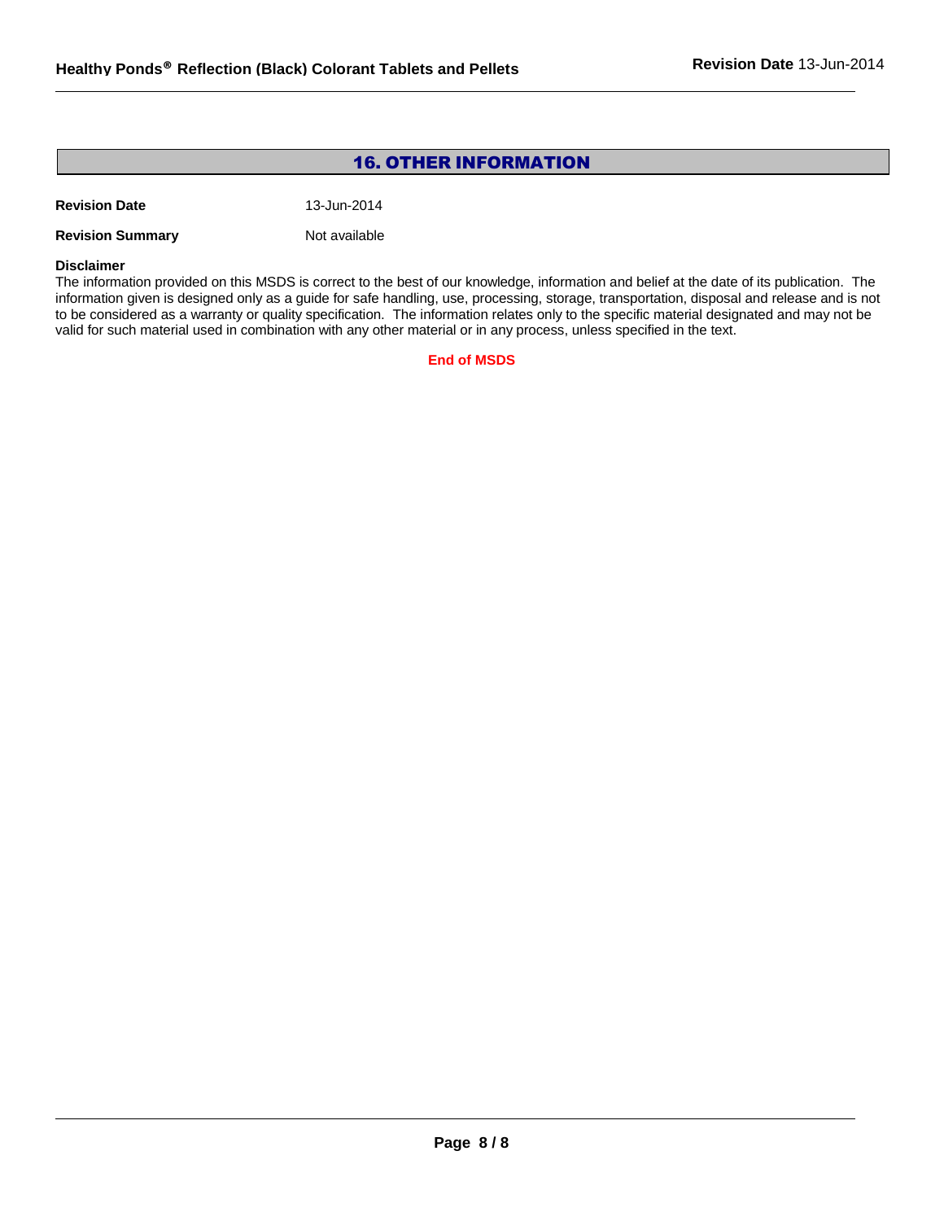## 16. OTHER INFORMATION

**Revision Date** 13-Jun-2014

**Revision Summary** Not available

**Disclaimer**

The information provided on this MSDS is correct to the best of our knowledge, information and belief at the date of its publication. The information given is designed only as a guide for safe handling, use, processing, storage, transportation, disposal and release and is not to be considered as a warranty or quality specification. The information relates only to the specific material designated and may not be valid for such material used in combination with any other material or in any process, unless specified in the text.

**End of MSDS**